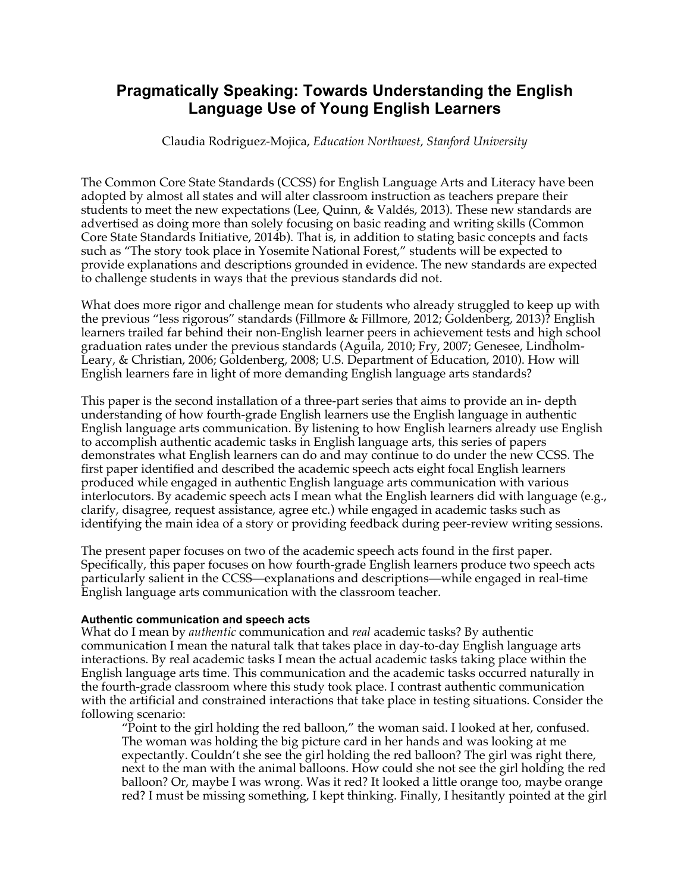# Pragmatically Speaking: Towards Understanding the English Language Use of Young English Learners

Claudia Rodriguez-Mojica, *Education Northwest, Stanford University*

The Common Core State Standards (CCSS) for English Language Arts and Literacy have been adopted by almost all states and will alter classroom instruction as teachers prepare their students to meet the new expectations (Lee, Quinn, & Valdés, 2013). These new standards are advertised as doing more than solely focusing on basic reading and writing skills (Common Core State Standards Initiative, 2014b). That is, in addition to stating basic concepts and facts such as "The story took place in Yosemite National Forest," students will be expected to provide explanations and descriptions grounded in evidence. The new standards are expected to challenge students in ways that the previous standards did not.

What does more rigor and challenge mean for students who already struggled to keep up with the previous "less rigorous" standards (Fillmore & Fillmore, 2012; Goldenberg, 2013)? English learners trailed far behind their non-English learner peers in achievement tests and high school graduation rates under the previous standards (Aguila, 2010; Fry, 2007; Genesee, Lindholm-Leary, & Christian, 2006; Goldenberg, 2008; U.S. Department of Education, 2010). How will English learners fare in light of more demanding English language arts standards?

This paper is the second installation of a three-part series that aims to provide an in- depth understanding of how fourth-grade English learners use the English language in authentic English language arts communication. By listening to how English learners already use English to accomplish authentic academic tasks in English language arts, this series of papers demonstrates what English learners can do and may continue to do under the new CCSS. The first paper identified and described the academic speech acts eight focal English learners produced while engaged in authentic English language arts communication with various interlocutors. By academic speech acts I mean what the English learners did with language (e.g., clarify, disagree, request assistance, agree etc.) while engaged in academic tasks such as identifying the main idea of a story or providing feedback during peer-review writing sessions.

The present paper focuses on two of the academic speech acts found in the first paper. Specifically, this paper focuses on how fourth-grade English learners produce two speech acts particularly salient in the CCSS—explanations and descriptions—while engaged in real-time English language arts communication with the classroom teacher.

#### Authentic communication and speech acts

What do I mean by *authentic* communication and *real* academic tasks? By authentic communication I mean the natural talk that takes place in day-to-day English language arts interactions. By real academic tasks I mean the actual academic tasks taking place within the English language arts time. This communication and the academic tasks occurred naturally in the fourth-grade classroom where this study took place. I contrast authentic communication with the artificial and constrained interactions that take place in testing situations. Consider the following scenario:

> "Point to the girl holding the red balloon," the woman said. I looked at her, confused. The woman was holding the big picture card in her hands and was looking at me expectantly. Couldn't she see the girl holding the red balloon? The girl was right there, next to the man with the animal balloons. How could she not see the girl holding the red balloon? Or, maybe I was wrong. Was it red? It looked a little orange too, maybe orange red? I must be missing something, I kept thinking. Finally, I hesitantly pointed at the girl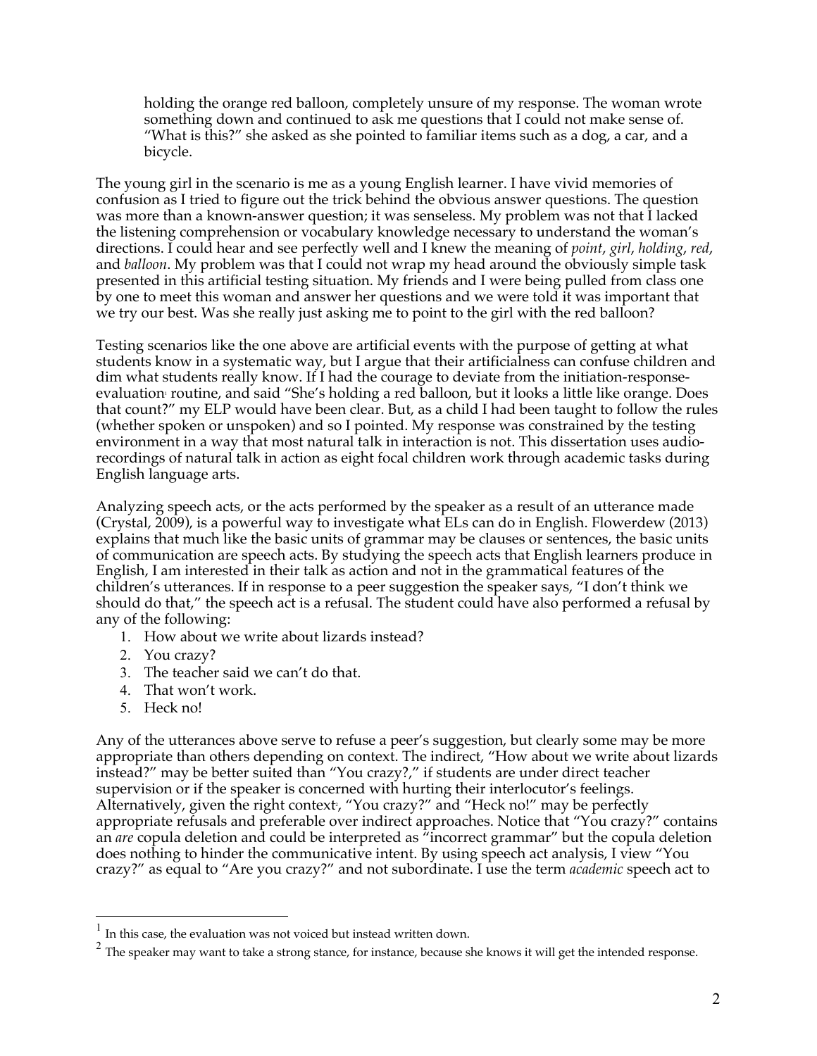> holding the orange red balloon, completely unsure of my response. The woman wrote something down and continued to ask me questions that I could not make sense of. "What is this?" she asked as she pointed to familiar items such as a dog, a car, and a bicycle.

The young girl in the scenario is me as a young English learner. I have vivid memories of confusion as I tried to figure out the trick behind the obvious answer questions. The question was more than a known-answer question; it was senseless. My problem was not that I lacked the listening comprehension or vocabulary knowledge necessary to understand the woman's directions. I could hear and see perfectly well and I knew the meaning of *point*, *girl*, *holding*, *red*, and *balloon*. My problem was that I could not wrap my head around the obviously simple task presented in this artificial testing situation. My friends and I were being pulled from class one by one to meet this woman and answer her questions and we were told it was important that we try our best. Was she really just asking me to point to the girl with the red balloon?

Testing scenarios like the one above are artificial events with the purpose of getting at what students know in a systematic way, but I argue that their artificialness can confuse children and dim what students really know. If I had the courage to deviate from the initiation-response-evaluation[1] routine, and said "She's holding a red balloon, but it looks a little like orange. Does that count?" my ELP would have been clear. But, as a child I had been taught to follow the rules (whether spoken or unspoken) and so I pointed. My response was constrained by the testing environment in a way that most natural talk in interaction is not. This dissertation uses audio-recordings of natural talk in action as eight focal children work through academic tasks during English language arts.

Analyzing speech acts, or the acts performed by the speaker as a result of an utterance made (Crystal, 2009), is a powerful way to investigate what ELs can do in English. Flowerdew (2013) explains that much like the basic units of grammar may be clauses or sentences, the basic units of communication are speech acts. By studying the speech acts that English learners produce in English, I am interested in their talk as action and not in the grammatical features of the children's utterances. If in response to a peer suggestion the speaker says, "I don't think we should do that," the speech act is a refusal. The student could have also performed a refusal by any of the following:

1. How about we write about lizards instead?
2. You crazy?
3. The teacher said we can't do that.
4. That won't work.
5. Heck no!

Any of the utterances above serve to refuse a peer's suggestion, but clearly some may be more appropriate than others depending on context. The indirect, "How about we write about lizards instead?" may be better suited than "You crazy?," if students are under direct teacher supervision or if the speaker is concerned with hurting their interlocutor's feelings. Alternatively, given the right context[2], "You crazy?" and "Heck no!" may be perfectly appropriate refusals and preferable over indirect approaches. Notice that "You crazy?" contains an *are* copula deletion and could be interpreted as "incorrect grammar" but the copula deletion does nothing to hinder the communicative intent. By using speech act analysis, I view "You crazy?" as equal to "Are you crazy?" and not subordinate. I use the term *academic* speech act to

---

[1] In this case, the evaluation was not voiced but instead written down.

[2] The speaker may want to take a strong stance, for instance, because she knows it will get the intended response.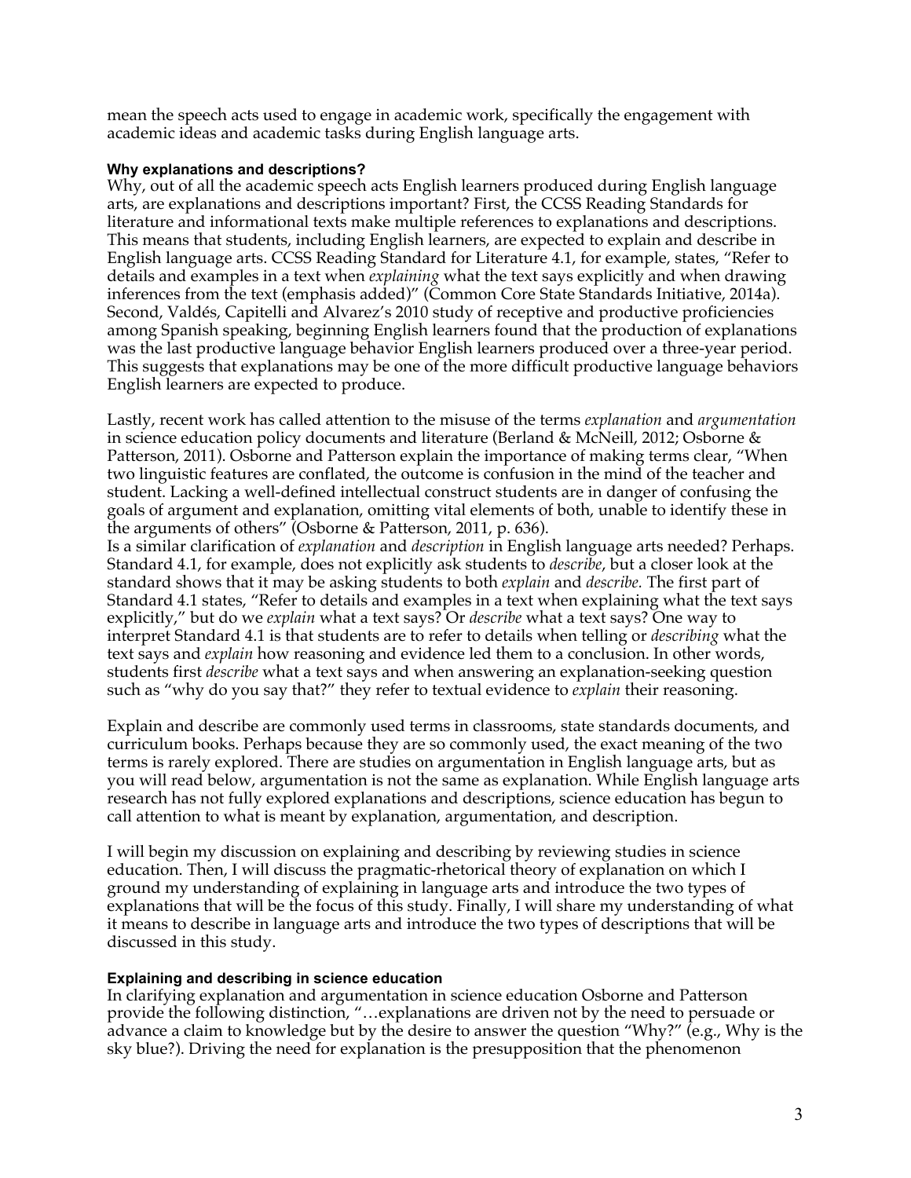mean the speech acts used to engage in academic work, specifically the engagement with academic ideas and academic tasks during English language arts.

#### Why explanations and descriptions?

Why, out of all the academic speech acts English learners produced during English language arts, are explanations and descriptions important? First, the CCSS Reading Standards for literature and informational texts make multiple references to explanations and descriptions. This means that students, including English learners, are expected to explain and describe in English language arts. CCSS Reading Standard for Literature 4.1, for example, states, "Refer to details and examples in a text when *explaining* what the text says explicitly and when drawing inferences from the text (emphasis added)" (Common Core State Standards Initiative, 2014a). Second, Valdés, Capitelli and Alvarez's 2010 study of receptive and productive proficiencies among Spanish speaking, beginning English learners found that the production of explanations was the last productive language behavior English learners produced over a three-year period. This suggests that explanations may be one of the more difficult productive language behaviors English learners are expected to produce.

Lastly, recent work has called attention to the misuse of the terms *explanation* and *argumentation* in science education policy documents and literature (Berland & McNeill, 2012; Osborne & Patterson, 2011). Osborne and Patterson explain the importance of making terms clear, "When two linguistic features are conflated, the outcome is confusion in the mind of the teacher and student. Lacking a well-defined intellectual construct students are in danger of confusing the goals of argument and explanation, omitting vital elements of both, unable to identify these in the arguments of others" (Osborne & Patterson, 2011, p. 636).

Is a similar clarification of *explanation* and *description* in English language arts needed? Perhaps. Standard 4.1, for example, does not explicitly ask students to *describe*, but a closer look at the standard shows that it may be asking students to both *explain* and *describe.* The first part of Standard 4.1 states, "Refer to details and examples in a text when explaining what the text says explicitly," but do we *explain* what a text says? Or *describe* what a text says? One way to interpret Standard 4.1 is that students are to refer to details when telling or *describing* what the text says and *explain* how reasoning and evidence led them to a conclusion. In other words, students first *describe* what a text says and when answering an explanation-seeking question such as "why do you say that?" they refer to textual evidence to *explain* their reasoning.

Explain and describe are commonly used terms in classrooms, state standards documents, and curriculum books. Perhaps because they are so commonly used, the exact meaning of the two terms is rarely explored. There are studies on argumentation in English language arts, but as you will read below, argumentation is not the same as explanation. While English language arts research has not fully explored explanations and descriptions, science education has begun to call attention to what is meant by explanation, argumentation, and description.

I will begin my discussion on explaining and describing by reviewing studies in science education. Then, I will discuss the pragmatic-rhetorical theory of explanation on which I ground my understanding of explaining in language arts and introduce the two types of explanations that will be the focus of this study. Finally, I will share my understanding of what it means to describe in language arts and introduce the two types of descriptions that will be discussed in this study.

#### Explaining and describing in science education

In clarifying explanation and argumentation in science education Osborne and Patterson provide the following distinction, "…explanations are driven not by the need to persuade or advance a claim to knowledge but by the desire to answer the question "Why?" (e.g., Why is the sky blue?). Driving the need for explanation is the presupposition that the phenomenon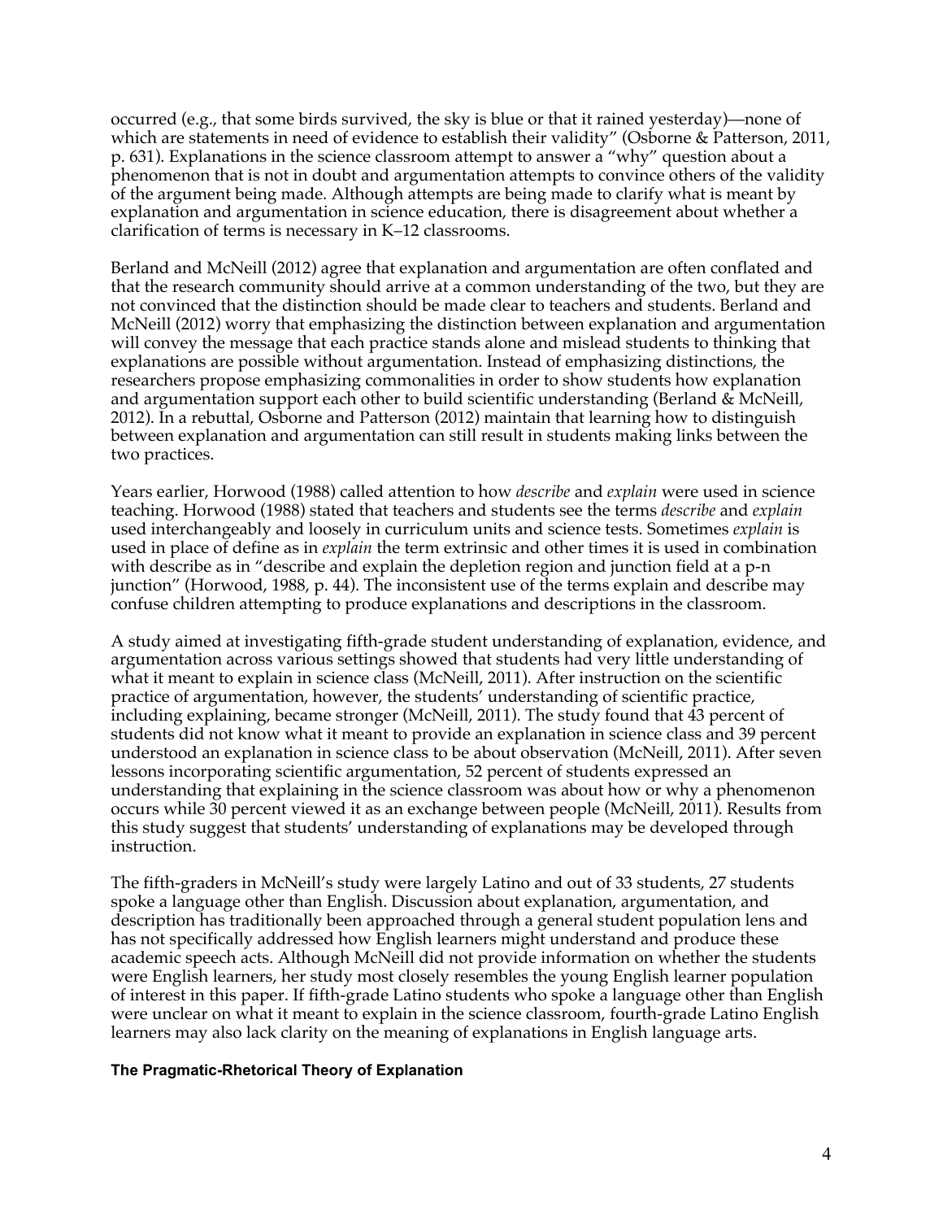occurred (e.g., that some birds survived, the sky is blue or that it rained yesterday)—none of which are statements in need of evidence to establish their validity" (Osborne & Patterson, 2011, p. 631). Explanations in the science classroom attempt to answer a "why" question about a phenomenon that is not in doubt and argumentation attempts to convince others of the validity of the argument being made. Although attempts are being made to clarify what is meant by explanation and argumentation in science education, there is disagreement about whether a clarification of terms is necessary in K–12 classrooms.

Berland and McNeill (2012) agree that explanation and argumentation are often conflated and that the research community should arrive at a common understanding of the two, but they are not convinced that the distinction should be made clear to teachers and students. Berland and McNeill (2012) worry that emphasizing the distinction between explanation and argumentation will convey the message that each practice stands alone and mislead students to thinking that explanations are possible without argumentation. Instead of emphasizing distinctions, the researchers propose emphasizing commonalities in order to show students how explanation and argumentation support each other to build scientific understanding (Berland & McNeill, 2012). In a rebuttal, Osborne and Patterson (2012) maintain that learning how to distinguish between explanation and argumentation can still result in students making links between the two practices.

Years earlier, Horwood (1988) called attention to how *describe* and *explain* were used in science teaching. Horwood (1988) stated that teachers and students see the terms *describe* and *explain* used interchangeably and loosely in curriculum units and science tests. Sometimes *explain* is used in place of define as in *explain* the term extrinsic and other times it is used in combination with describe as in "describe and explain the depletion region and junction field at a p-n junction" (Horwood, 1988, p. 44). The inconsistent use of the terms explain and describe may confuse children attempting to produce explanations and descriptions in the classroom.

A study aimed at investigating fifth-grade student understanding of explanation, evidence, and argumentation across various settings showed that students had very little understanding of what it meant to explain in science class (McNeill, 2011). After instruction on the scientific practice of argumentation, however, the students' understanding of scientific practice, including explaining, became stronger (McNeill, 2011). The study found that 43 percent of students did not know what it meant to provide an explanation in science class and 39 percent understood an explanation in science class to be about observation (McNeill, 2011). After seven lessons incorporating scientific argumentation, 52 percent of students expressed an understanding that explaining in the science classroom was about how or why a phenomenon occurs while 30 percent viewed it as an exchange between people (McNeill, 2011). Results from this study suggest that students' understanding of explanations may be developed through instruction.

The fifth-graders in McNeill's study were largely Latino and out of 33 students, 27 students spoke a language other than English. Discussion about explanation, argumentation, and description has traditionally been approached through a general student population lens and has not specifically addressed how English learners might understand and produce these academic speech acts. Although McNeill did not provide information on whether the students were English learners, her study most closely resembles the young English learner population of interest in this paper. If fifth-grade Latino students who spoke a language other than English were unclear on what it meant to explain in the science classroom, fourth-grade Latino English learners may also lack clarity on the meaning of explanations in English language arts.

### The Pragmatic-Rhetorical Theory of Explanation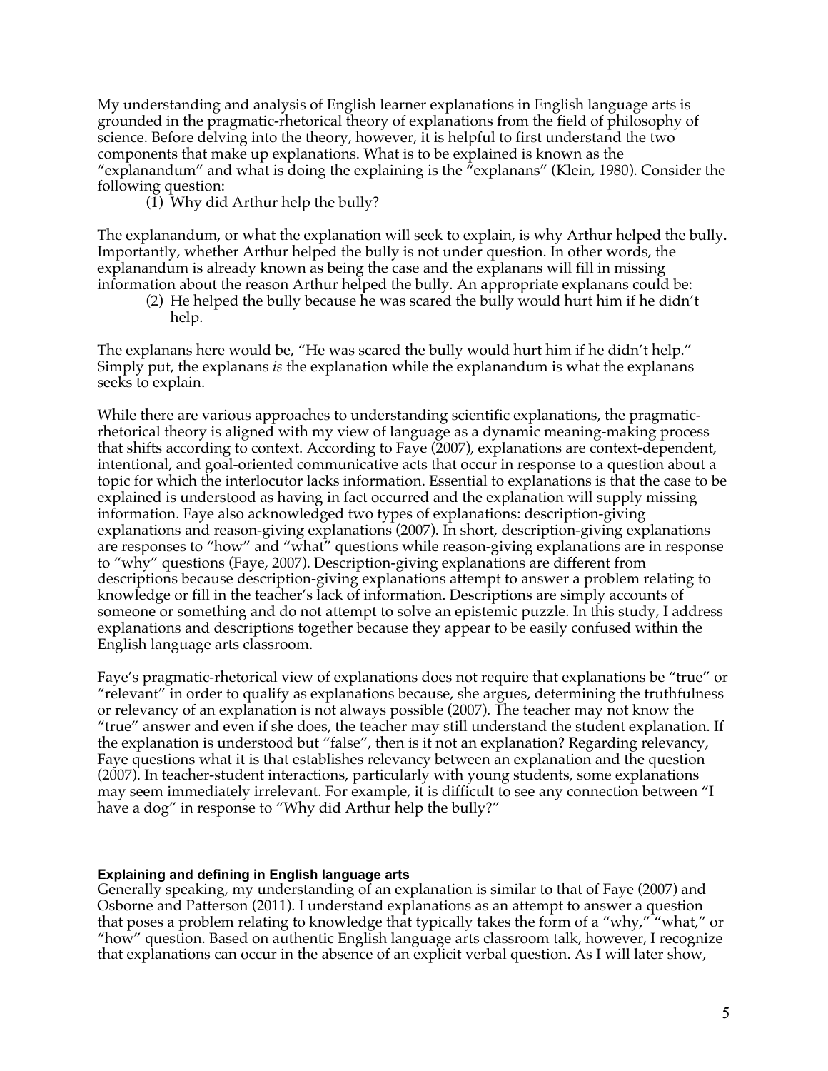My understanding and analysis of English learner explanations in English language arts is grounded in the pragmatic-rhetorical theory of explanations from the field of philosophy of science. Before delving into the theory, however, it is helpful to first understand the two components that make up explanations. What is to be explained is known as the "explanandum" and what is doing the explaining is the "explanans" (Klein, 1980). Consider the following question:

(1) Why did Arthur help the bully?

The explanandum, or what the explanation will seek to explain, is why Arthur helped the bully. Importantly, whether Arthur helped the bully is not under question. In other words, the explanandum is already known as being the case and the explanans will fill in missing information about the reason Arthur helped the bully. An appropriate explanans could be:

(2) He helped the bully because he was scared the bully would hurt him if he didn't help.

The explanans here would be, "He was scared the bully would hurt him if he didn't help." Simply put, the explanans *is* the explanation while the explanandum is what the explanans seeks to explain.

While there are various approaches to understanding scientific explanations, the pragmatic-rhetorical theory is aligned with my view of language as a dynamic meaning-making process that shifts according to context. According to Faye (2007), explanations are context-dependent, intentional, and goal-oriented communicative acts that occur in response to a question about a topic for which the interlocutor lacks information. Essential to explanations is that the case to be explained is understood as having in fact occurred and the explanation will supply missing information. Faye also acknowledged two types of explanations: description-giving explanations and reason-giving explanations (2007). In short, description-giving explanations are responses to "how" and "what" questions while reason-giving explanations are in response to "why" questions (Faye, 2007). Description-giving explanations are different from descriptions because description-giving explanations attempt to answer a problem relating to knowledge or fill in the teacher's lack of information. Descriptions are simply accounts of someone or something and do not attempt to solve an epistemic puzzle. In this study, I address explanations and descriptions together because they appear to be easily confused within the English language arts classroom.

Faye's pragmatic-rhetorical view of explanations does not require that explanations be "true" or "relevant" in order to qualify as explanations because, she argues, determining the truthfulness or relevancy of an explanation is not always possible (2007). The teacher may not know the "true" answer and even if she does, the teacher may still understand the student explanation. If the explanation is understood but "false", then is it not an explanation? Regarding relevancy, Faye questions what it is that establishes relevancy between an explanation and the question (2007). In teacher-student interactions, particularly with young students, some explanations may seem immediately irrelevant. For example, it is difficult to see any connection between "I have a dog" in response to "Why did Arthur help the bully?"

### Explaining and defining in English language arts

Generally speaking, my understanding of an explanation is similar to that of Faye (2007) and Osborne and Patterson (2011). I understand explanations as an attempt to answer a question that poses a problem relating to knowledge that typically takes the form of a "why," "what," or "how" question. Based on authentic English language arts classroom talk, however, I recognize that explanations can occur in the absence of an explicit verbal question. As I will later show,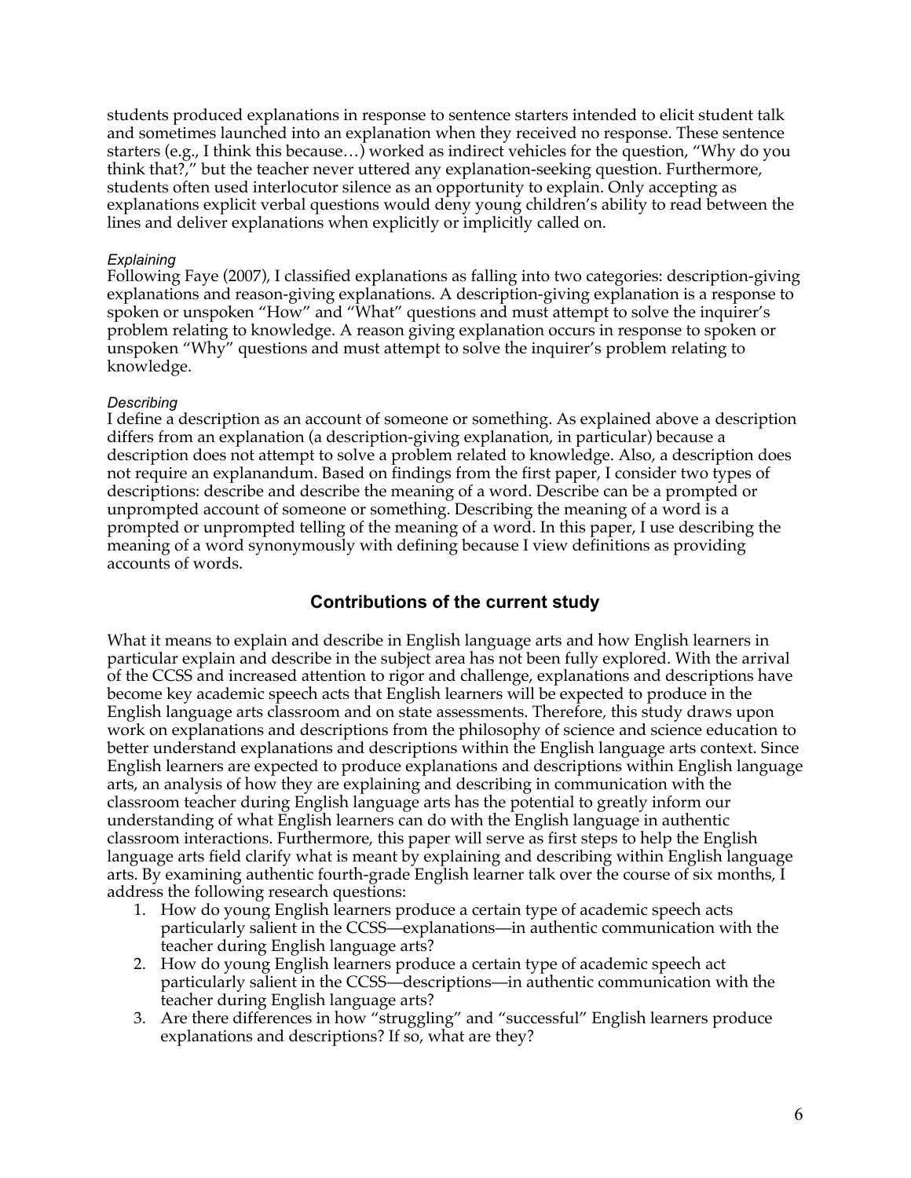students produced explanations in response to sentence starters intended to elicit student talk and sometimes launched into an explanation when they received no response. These sentence starters (e.g., I think this because…) worked as indirect vehicles for the question, "Why do you think that?," but the teacher never uttered any explanation-seeking question. Furthermore, students often used interlocutor silence as an opportunity to explain. Only accepting as explanations explicit verbal questions would deny young children's ability to read between the lines and deliver explanations when explicitly or implicitly called on.

#### *Explaining*

Following Faye (2007), I classified explanations as falling into two categories: description-giving explanations and reason-giving explanations. A description-giving explanation is a response to spoken or unspoken "How" and "What" questions and must attempt to solve the inquirer's problem relating to knowledge. A reason giving explanation occurs in response to spoken or unspoken "Why" questions and must attempt to solve the inquirer's problem relating to knowledge.

#### *Describing*

I define a description as an account of someone or something. As explained above a description differs from an explanation (a description-giving explanation, in particular) because a description does not attempt to solve a problem related to knowledge. Also, a description does not require an explanandum. Based on findings from the first paper, I consider two types of descriptions: describe and describe the meaning of a word. Describe can be a prompted or unprompted account of someone or something. Describing the meaning of a word is a prompted or unprompted telling of the meaning of a word. In this paper, I use describing the meaning of a word synonymously with defining because I view definitions as providing accounts of words.

## Contributions of the current study

What it means to explain and describe in English language arts and how English learners in particular explain and describe in the subject area has not been fully explored. With the arrival of the CCSS and increased attention to rigor and challenge, explanations and descriptions have become key academic speech acts that English learners will be expected to produce in the English language arts classroom and on state assessments. Therefore, this study draws upon work on explanations and descriptions from the philosophy of science and science education to better understand explanations and descriptions within the English language arts context. Since English learners are expected to produce explanations and descriptions within English language arts, an analysis of how they are explaining and describing in communication with the classroom teacher during English language arts has the potential to greatly inform our understanding of what English learners can do with the English language in authentic classroom interactions. Furthermore, this paper will serve as first steps to help the English language arts field clarify what is meant by explaining and describing within English language arts. By examining authentic fourth-grade English learner talk over the course of six months, I address the following research questions:

1. How do young English learners produce a certain type of academic speech acts particularly salient in the CCSS—explanations—in authentic communication with the teacher during English language arts?
2. How do young English learners produce a certain type of academic speech act particularly salient in the CCSS—descriptions—in authentic communication with the teacher during English language arts?
3. Are there differences in how "struggling" and "successful" English learners produce explanations and descriptions? If so, what are they?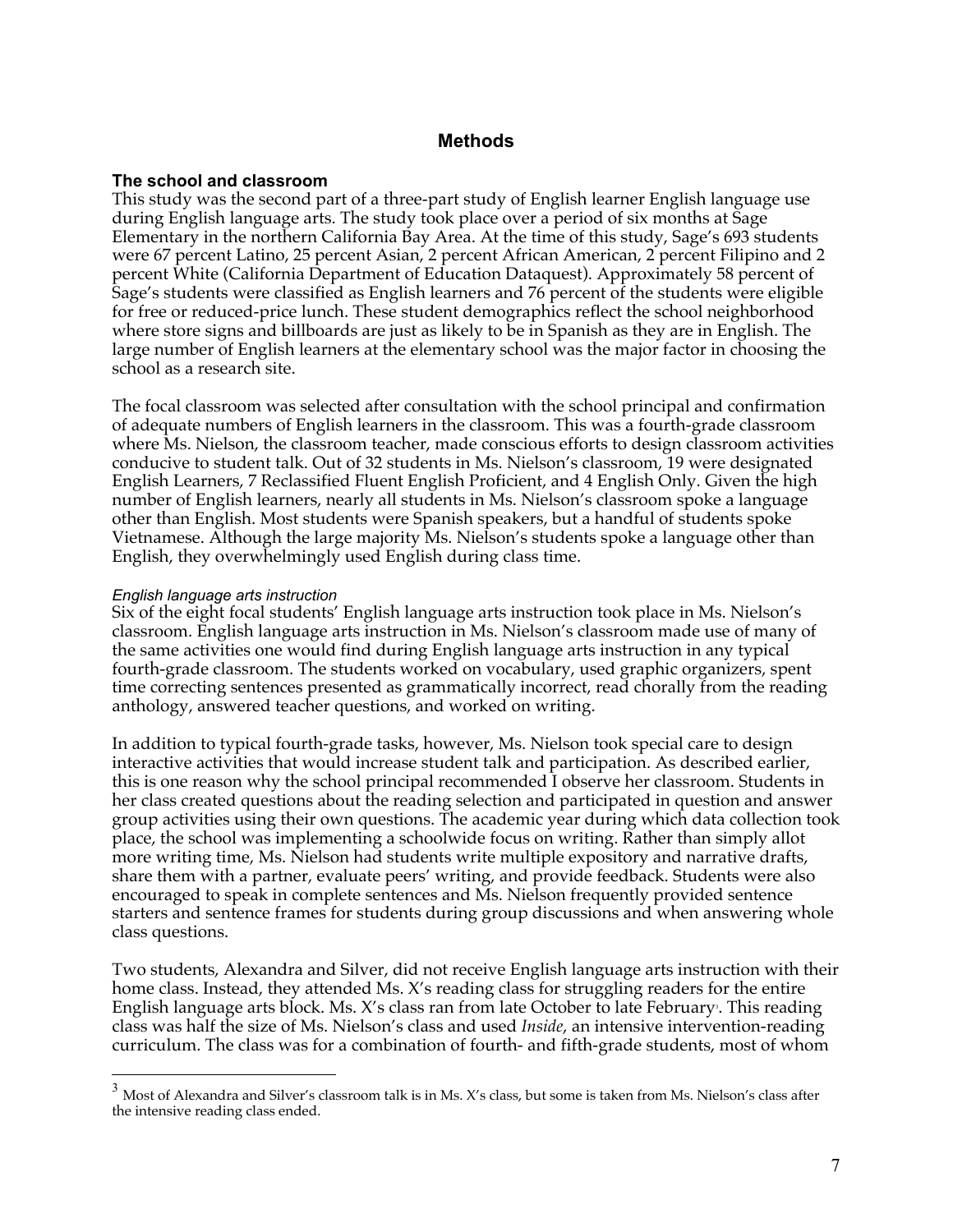## Methods

### The school and classroom

This study was the second part of a three-part study of English learner English language use during English language arts. The study took place over a period of six months at Sage Elementary in the northern California Bay Area. At the time of this study, Sage's 693 students were 67 percent Latino, 25 percent Asian, 2 percent African American, 2 percent Filipino and 2 percent White (California Department of Education Dataquest). Approximately 58 percent of Sage's students were classified as English learners and 76 percent of the students were eligible for free or reduced-price lunch. These student demographics reflect the school neighborhood where store signs and billboards are just as likely to be in Spanish as they are in English. The large number of English learners at the elementary school was the major factor in choosing the school as a research site.

The focal classroom was selected after consultation with the school principal and confirmation of adequate numbers of English learners in the classroom. This was a fourth-grade classroom where Ms. Nielson, the classroom teacher, made conscious efforts to design classroom activities conducive to student talk. Out of 32 students in Ms. Nielson's classroom, 19 were designated English Learners, 7 Reclassified Fluent English Proficient, and 4 English Only. Given the high number of English learners, nearly all students in Ms. Nielson's classroom spoke a language other than English. Most students were Spanish speakers, but a handful of students spoke Vietnamese. Although the large majority Ms. Nielson's students spoke a language other than English, they overwhelmingly used English during class time.

#### *English language arts instruction*

Six of the eight focal students' English language arts instruction took place in Ms. Nielson's classroom. English language arts instruction in Ms. Nielson's classroom made use of many of the same activities one would find during English language arts instruction in any typical fourth-grade classroom. The students worked on vocabulary, used graphic organizers, spent time correcting sentences presented as grammatically incorrect, read chorally from the reading anthology, answered teacher questions, and worked on writing.

In addition to typical fourth-grade tasks, however, Ms. Nielson took special care to design interactive activities that would increase student talk and participation. As described earlier, this is one reason why the school principal recommended I observe her classroom. Students in her class created questions about the reading selection and participated in question and answer group activities using their own questions. The academic year during which data collection took place, the school was implementing a schoolwide focus on writing. Rather than simply allot more writing time, Ms. Nielson had students write multiple expository and narrative drafts, share them with a partner, evaluate peers' writing, and provide feedback. Students were also encouraged to speak in complete sentences and Ms. Nielson frequently provided sentence starters and sentence frames for students during group discussions and when answering whole class questions.

Two students, Alexandra and Silver, did not receive English language arts instruction with their home class. Instead, they attended Ms. X's reading class for struggling readers for the entire English language arts block. Ms. X's class ran from late October to late February[3]. This reading class was half the size of Ms. Nielson's class and used *Inside*, an intensive intervention-reading curriculum. The class was for a combination of fourth- and fifth-grade students, most of whom

---

[3] Most of Alexandra and Silver's classroom talk is in Ms. X's class, but some is taken from Ms. Nielson's class after the intensive reading class ended.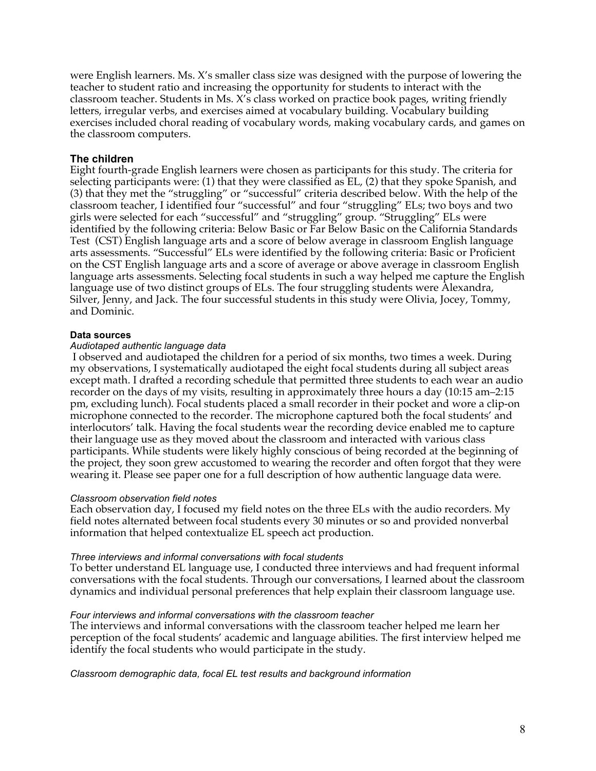were English learners. Ms. X's smaller class size was designed with the purpose of lowering the teacher to student ratio and increasing the opportunity for students to interact with the classroom teacher. Students in Ms. X's class worked on practice book pages, writing friendly letters, irregular verbs, and exercises aimed at vocabulary building. Vocabulary building exercises included choral reading of vocabulary words, making vocabulary cards, and games on the classroom computers.

### The children

Eight fourth-grade English learners were chosen as participants for this study. The criteria for selecting participants were: (1) that they were classified as EL, (2) that they spoke Spanish, and (3) that they met the "struggling" or "successful" criteria described below. With the help of the classroom teacher, I identified four "successful" and four "struggling" ELs; two boys and two girls were selected for each "successful" and "struggling" group. "Struggling" ELs were identified by the following criteria: Below Basic or Far Below Basic on the California Standards Test (CST) English language arts and a score of below average in classroom English language arts assessments. "Successful" ELs were identified by the following criteria: Basic or Proficient on the CST English language arts and a score of average or above average in classroom English language arts assessments. Selecting focal students in such a way helped me capture the English language use of two distinct groups of ELs. The four struggling students were Alexandra, Silver, Jenny, and Jack. The four successful students in this study were Olivia, Jocey, Tommy, and Dominic.

#### Data sources

*Audiotaped authentic language data*

I observed and audiotaped the children for a period of six months, two times a week. During my observations, I systematically audiotaped the eight focal students during all subject areas except math. I drafted a recording schedule that permitted three students to each wear an audio recorder on the days of my visits, resulting in approximately three hours a day (10:15 am–2:15 pm, excluding lunch). Focal students placed a small recorder in their pocket and wore a clip-on microphone connected to the recorder. The microphone captured both the focal students' and interlocutors' talk. Having the focal students wear the recording device enabled me to capture their language use as they moved about the classroom and interacted with various class participants. While students were likely highly conscious of being recorded at the beginning of the project, they soon grew accustomed to wearing the recorder and often forgot that they were wearing it. Please see paper one for a full description of how authentic language data were.

*Classroom observation field notes*

Each observation day, I focused my field notes on the three ELs with the audio recorders. My field notes alternated between focal students every 30 minutes or so and provided nonverbal information that helped contextualize EL speech act production.

*Three interviews and informal conversations with focal students*

To better understand EL language use, I conducted three interviews and had frequent informal conversations with the focal students. Through our conversations, I learned about the classroom dynamics and individual personal preferences that help explain their classroom language use.

*Four interviews and informal conversations with the classroom teacher*

The interviews and informal conversations with the classroom teacher helped me learn her perception of the focal students' academic and language abilities. The first interview helped me identify the focal students who would participate in the study.

*Classroom demographic data, focal EL test results and background information*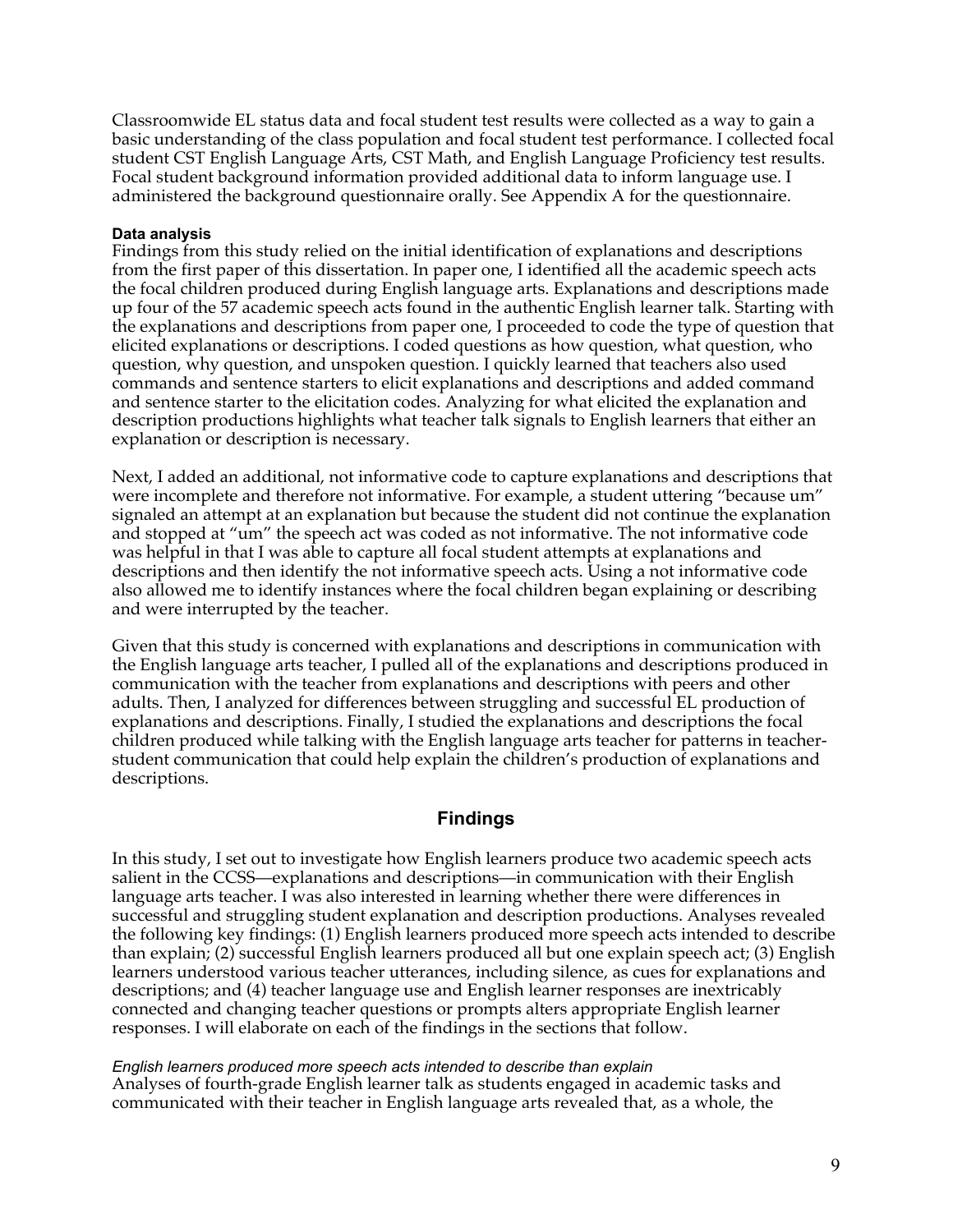Classroomwide EL status data and focal student test results were collected as a way to gain a basic understanding of the class population and focal student test performance. I collected focal student CST English Language Arts, CST Math, and English Language Proficiency test results. Focal student background information provided additional data to inform language use. I administered the background questionnaire orally. See Appendix A for the questionnaire.

#### Data analysis

Findings from this study relied on the initial identification of explanations and descriptions from the first paper of this dissertation. In paper one, I identified all the academic speech acts the focal children produced during English language arts. Explanations and descriptions made up four of the 57 academic speech acts found in the authentic English learner talk. Starting with the explanations and descriptions from paper one, I proceeded to code the type of question that elicited explanations or descriptions. I coded questions as how question, what question, who question, why question, and unspoken question. I quickly learned that teachers also used commands and sentence starters to elicit explanations and descriptions and added command and sentence starter to the elicitation codes. Analyzing for what elicited the explanation and description productions highlights what teacher talk signals to English learners that either an explanation or description is necessary.

Next, I added an additional, not informative code to capture explanations and descriptions that were incomplete and therefore not informative. For example, a student uttering "because um" signaled an attempt at an explanation but because the student did not continue the explanation and stopped at "um" the speech act was coded as not informative. The not informative code was helpful in that I was able to capture all focal student attempts at explanations and descriptions and then identify the not informative speech acts. Using a not informative code also allowed me to identify instances where the focal children began explaining or describing and were interrupted by the teacher.

Given that this study is concerned with explanations and descriptions in communication with the English language arts teacher, I pulled all of the explanations and descriptions produced in communication with the teacher from explanations and descriptions with peers and other adults. Then, I analyzed for differences between struggling and successful EL production of explanations and descriptions. Finally, I studied the explanations and descriptions the focal children produced while talking with the English language arts teacher for patterns in teacher-student communication that could help explain the children's production of explanations and descriptions.

## Findings

In this study, I set out to investigate how English learners produce two academic speech acts salient in the CCSS—explanations and descriptions—in communication with their English language arts teacher. I was also interested in learning whether there were differences in successful and struggling student explanation and description productions. Analyses revealed the following key findings: (1) English learners produced more speech acts intended to describe than explain; (2) successful English learners produced all but one explain speech act; (3) English learners understood various teacher utterances, including silence, as cues for explanations and descriptions; and (4) teacher language use and English learner responses are inextricably connected and changing teacher questions or prompts alters appropriate English learner responses. I will elaborate on each of the findings in the sections that follow.

#### *English learners produced more speech acts intended to describe than explain*

Analyses of fourth-grade English learner talk as students engaged in academic tasks and communicated with their teacher in English language arts revealed that, as a whole, the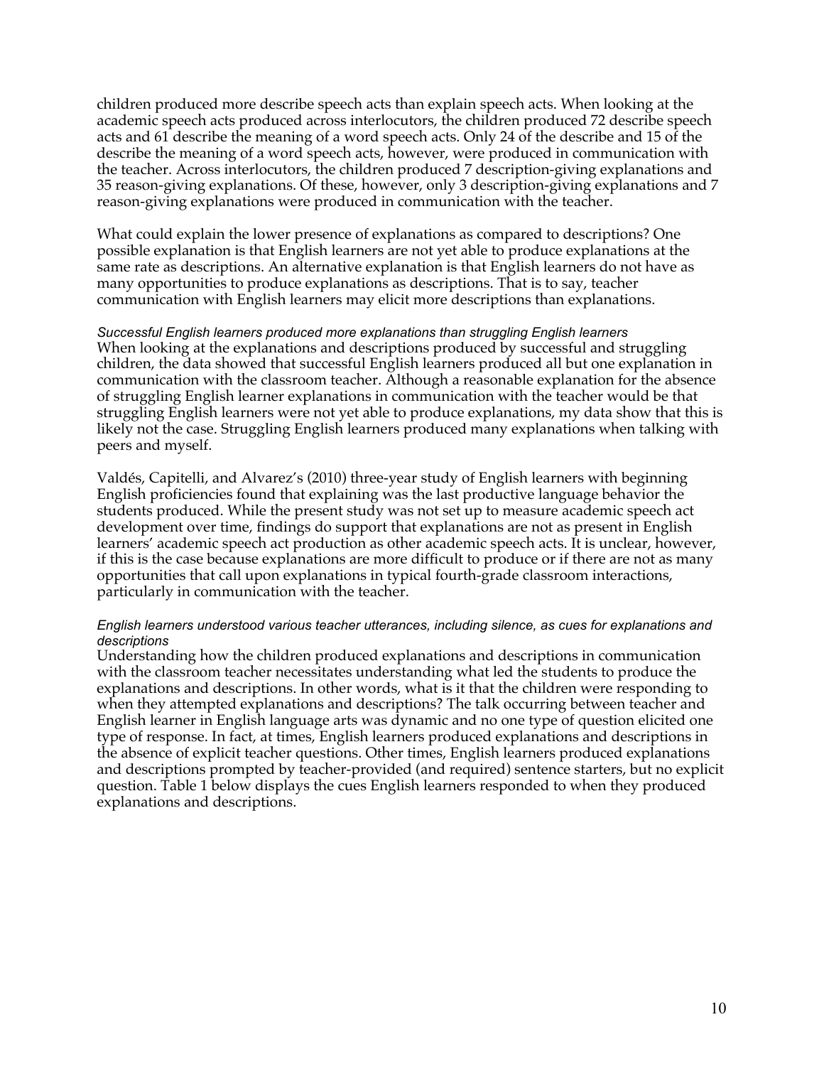children produced more describe speech acts than explain speech acts. When looking at the academic speech acts produced across interlocutors, the children produced 72 describe speech acts and 61 describe the meaning of a word speech acts. Only 24 of the describe and 15 of the describe the meaning of a word speech acts, however, were produced in communication with the teacher. Across interlocutors, the children produced 7 description-giving explanations and 35 reason-giving explanations. Of these, however, only 3 description-giving explanations and 7 reason-giving explanations were produced in communication with the teacher.

What could explain the lower presence of explanations as compared to descriptions? One possible explanation is that English learners are not yet able to produce explanations at the same rate as descriptions. An alternative explanation is that English learners do not have as many opportunities to produce explanations as descriptions. That is to say, teacher communication with English learners may elicit more descriptions than explanations.

*Successful English learners produced more explanations than struggling English learners*

When looking at the explanations and descriptions produced by successful and struggling children, the data showed that successful English learners produced all but one explanation in communication with the classroom teacher. Although a reasonable explanation for the absence of struggling English learner explanations in communication with the teacher would be that struggling English learners were not yet able to produce explanations, my data show that this is likely not the case. Struggling English learners produced many explanations when talking with peers and myself.

Valdés, Capitelli, and Alvarez's (2010) three-year study of English learners with beginning English proficiencies found that explaining was the last productive language behavior the students produced. While the present study was not set up to measure academic speech act development over time, findings do support that explanations are not as present in English learners' academic speech act production as other academic speech acts. It is unclear, however, if this is the case because explanations are more difficult to produce or if there are not as many opportunities that call upon explanations in typical fourth-grade classroom interactions, particularly in communication with the teacher.

*English learners understood various teacher utterances, including silence, as cues for explanations and descriptions*

Understanding how the children produced explanations and descriptions in communication with the classroom teacher necessitates understanding what led the students to produce the explanations and descriptions. In other words, what is it that the children were responding to when they attempted explanations and descriptions? The talk occurring between teacher and English learner in English language arts was dynamic and no one type of question elicited one type of response. In fact, at times, English learners produced explanations and descriptions in the absence of explicit teacher questions. Other times, English learners produced explanations and descriptions prompted by teacher-provided (and required) sentence starters, but no explicit question. Table 1 below displays the cues English learners responded to when they produced explanations and descriptions.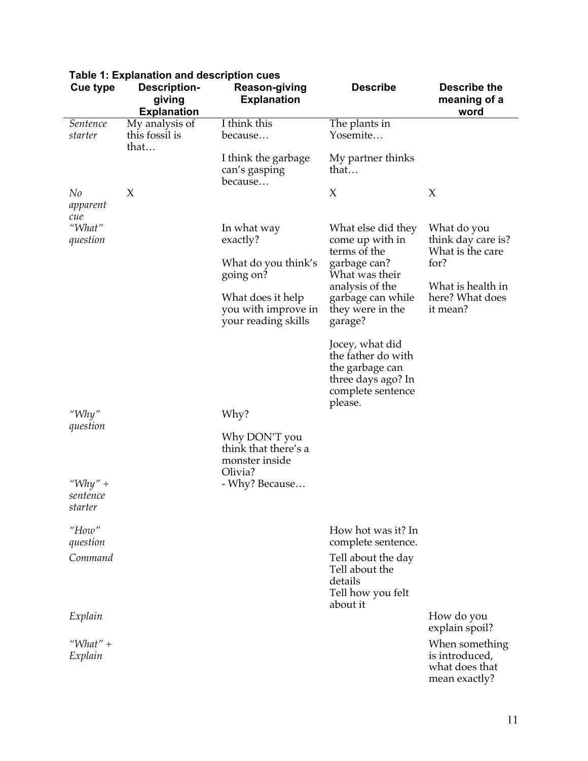**Table 1: Explanation and description cues**

| Cue type | Description-giving Explanation | Reason-giving Explanation | Describe | Describe the meaning of a word |
|---|---|---|---|---|
| *Sentence starter* | My analysis of this fossil is that… | I think this because… I think the garbage can's gasping because… | The plants in Yosemite… My partner thinks that… | |
| *No apparent cue* | X | | X | X |
| *"What" question* | | In what way exactly? What do you think's going on? What does it help you with improve in your reading skills | What else did they come up with in terms of the garbage can? What was their analysis of the garbage can while they were in the garage? Jocey, what did the father do with the garbage can three days ago? In complete sentence please. | What do you think day care is? What is the care for? What is health in here? What does it mean? |
| *"Why" question* | | Why? Why DON'T you think that there's a monster inside Olivia? | | |
| *"Why" + sentence starter* | | - Why? Because… | | |
| *"How" question* | | | How hot was it? In complete sentence. | |
| *Command* | | | Tell about the day Tell about the details Tell how you felt about it | |
| *Explain* | | | | How do you explain spoil? |
| *"What" + Explain* | | | | When something is introduced, what does that mean exactly? |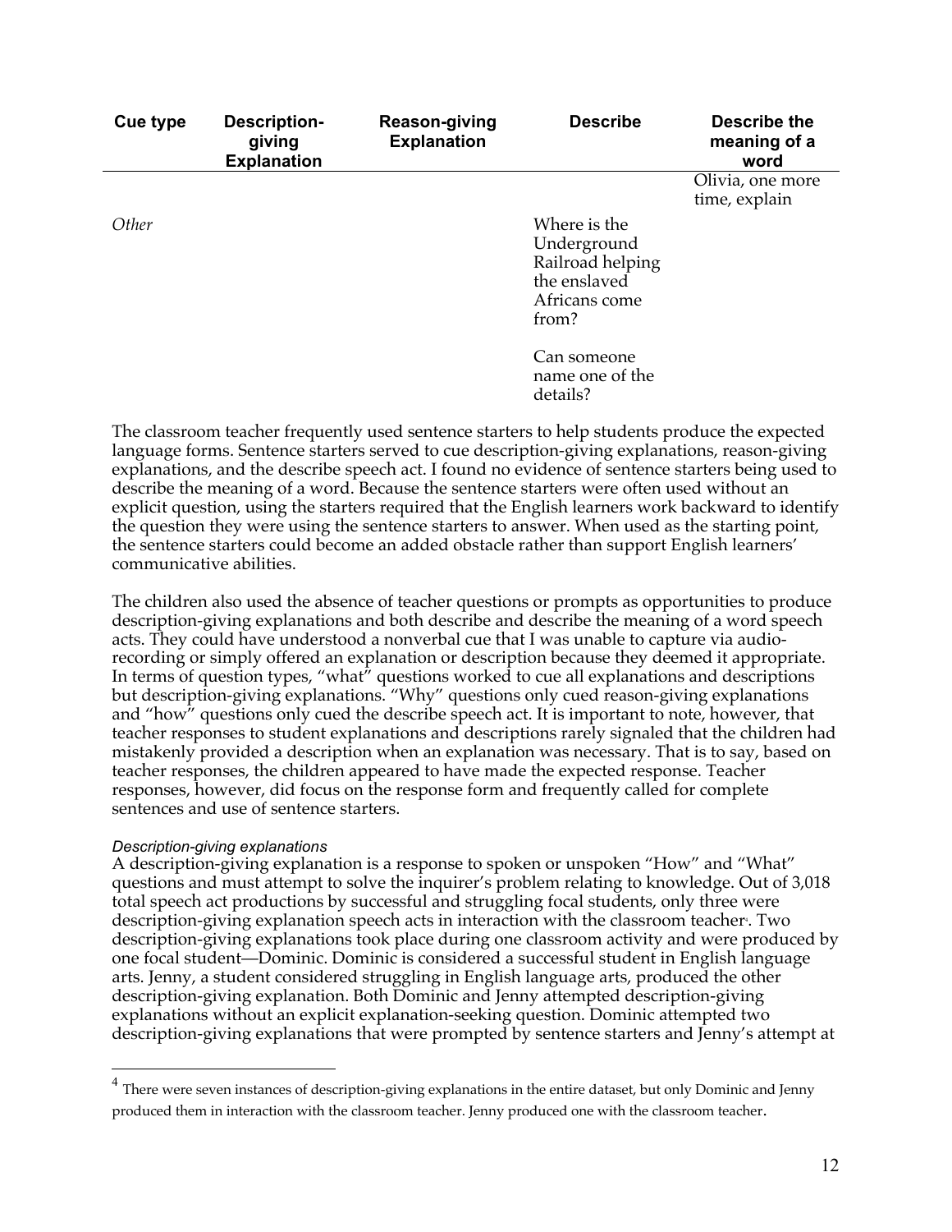| Cue type | Description-giving Explanation | Reason-giving Explanation | Describe | Describe the meaning of a word |
|---|---|---|---|---|
| | | | | Olivia, one more time, explain |
| *Other* | | | Where is the Underground Railroad helping the enslaved Africans come from?<br><br>Can someone name one of the details? | |

The classroom teacher frequently used sentence starters to help students produce the expected language forms. Sentence starters served to cue description-giving explanations, reason-giving explanations, and the describe speech act. I found no evidence of sentence starters being used to describe the meaning of a word. Because the sentence starters were often used without an explicit question, using the starters required that the English learners work backward to identify the question they were using the sentence starters to answer. When used as the starting point, the sentence starters could become an added obstacle rather than support English learners' communicative abilities.

The children also used the absence of teacher questions or prompts as opportunities to produce description-giving explanations and both describe and describe the meaning of a word speech acts. They could have understood a nonverbal cue that I was unable to capture via audio-recording or simply offered an explanation or description because they deemed it appropriate. In terms of question types, "what" questions worked to cue all explanations and descriptions but description-giving explanations. "Why" questions only cued reason-giving explanations and "how" questions only cued the describe speech act. It is important to note, however, that teacher responses to student explanations and descriptions rarely signaled that the children had mistakenly provided a description when an explanation was necessary. That is to say, based on teacher responses, the children appeared to have made the expected response. Teacher responses, however, did focus on the response form and frequently called for complete sentences and use of sentence starters.

*Description-giving explanations*

A description-giving explanation is a response to spoken or unspoken "How" and "What" questions and must attempt to solve the inquirer's problem relating to knowledge. Out of 3,018 total speech act productions by successful and struggling focal students, only three were description-giving explanation speech acts in interaction with the classroom teacher[4]. Two description-giving explanations took place during one classroom activity and were produced by one focal student—Dominic. Dominic is considered a successful student in English language arts. Jenny, a student considered struggling in English language arts, produced the other description-giving explanation. Both Dominic and Jenny attempted description-giving explanations without an explicit explanation-seeking question. Dominic attempted two description-giving explanations that were prompted by sentence starters and Jenny's attempt at

[4] There were seven instances of description-giving explanations in the entire dataset, but only Dominic and Jenny produced them in interaction with the classroom teacher. Jenny produced one with the classroom teacher.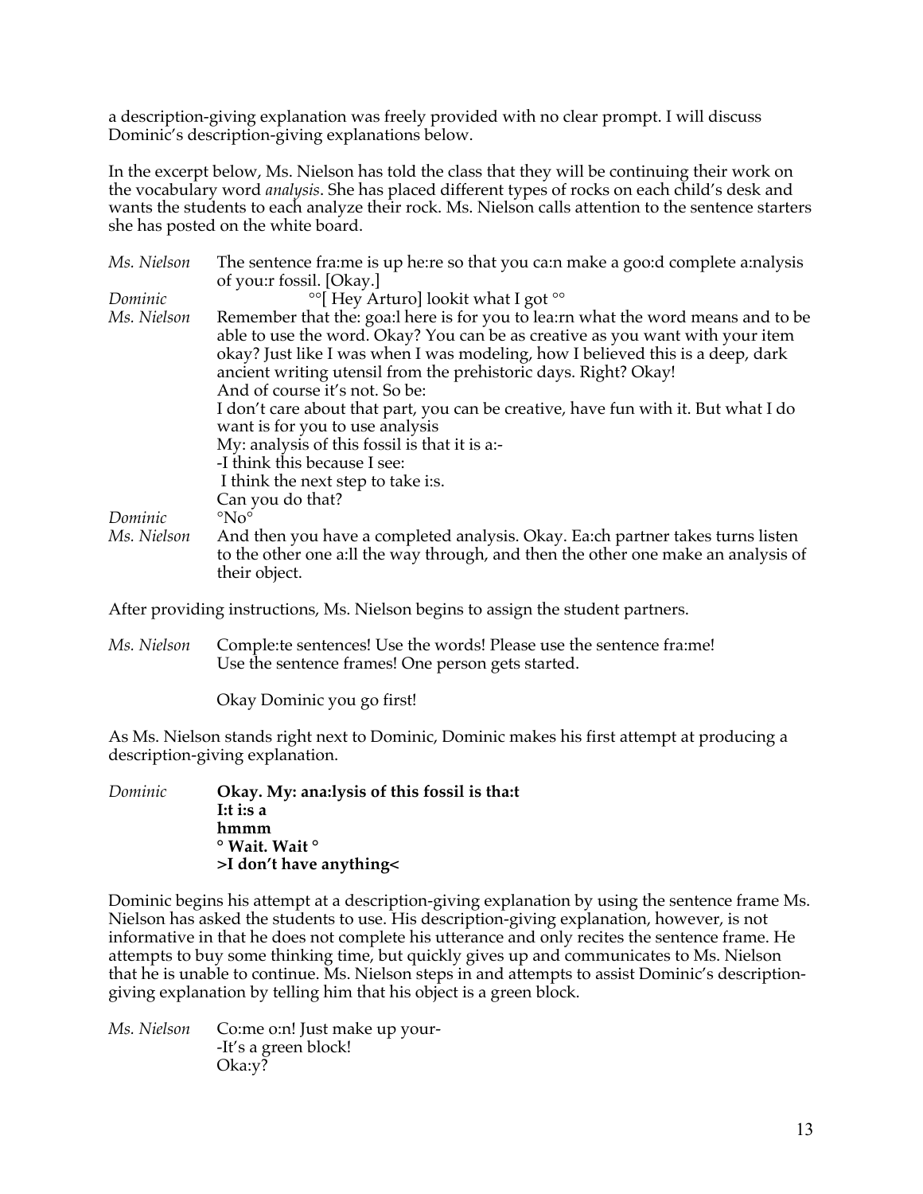a description-giving explanation was freely provided with no clear prompt. I will discuss Dominic's description-giving explanations below.

In the excerpt below, Ms. Nielson has told the class that they will be continuing their work on the vocabulary word *analysis*. She has placed different types of rocks on each child's desk and wants the students to each analyze their rock. Ms. Nielson calls attention to the sentence starters she has posted on the white board.

| | |
|---|---|
| *Ms. Nielson* | The sentence fra:me is up he:re so that you ca:n make a goo:d complete a:nalysis of you:r fossil. [Okay.] |
| *Dominic* | °°[ Hey Arturo] lookit what I got °° |
| *Ms. Nielson* | Remember that the: goa:l here is for you to lea:rn what the word means and to be able to use the word. Okay? You can be as creative as you want with your item okay? Just like I was when I was modeling, how I believed this is a deep, dark ancient writing utensil from the prehistoric days. Right? Okay!<br>And of course it's not. So be:<br>I don't care about that part, you can be creative, have fun with it. But what I do want is for you to use analysis<br>My: analysis of this fossil is that it is a:-<br>-I think this because I see:<br>I think the next step to take i:s.<br>Can you do that? |
| *Dominic* | °No° |
| *Ms. Nielson* | And then you have a completed analysis. Okay. Ea:ch partner takes turns listen to the other one a:ll the way through, and then the other one make an analysis of their object. |

After providing instructions, Ms. Nielson begins to assign the student partners.

| | |
|---|---|
| *Ms. Nielson* | Comple:te sentences! Use the words! Please use the sentence fra:me!<br>Use the sentence frames! One person gets started.<br><br>Okay Dominic you go first! |

As Ms. Nielson stands right next to Dominic, Dominic makes his first attempt at producing a description-giving explanation.

| | |
|---|---|
| *Dominic* | **Okay. My: ana:lysis of this fossil is tha:t**<br>**I:t i:s a**<br>**hmmm**<br>**° Wait. Wait °**<br>**>I don't have anything<** |

Dominic begins his attempt at a description-giving explanation by using the sentence frame Ms. Nielson has asked the students to use. His description-giving explanation, however, is not informative in that he does not complete his utterance and only recites the sentence frame. He attempts to buy some thinking time, but quickly gives up and communicates to Ms. Nielson that he is unable to continue. Ms. Nielson steps in and attempts to assist Dominic's description-giving explanation by telling him that his object is a green block.

| | |
|---|---|
| *Ms. Nielson* | Co:me o:n! Just make up your-<br>-It's a green block!<br>Oka:y? |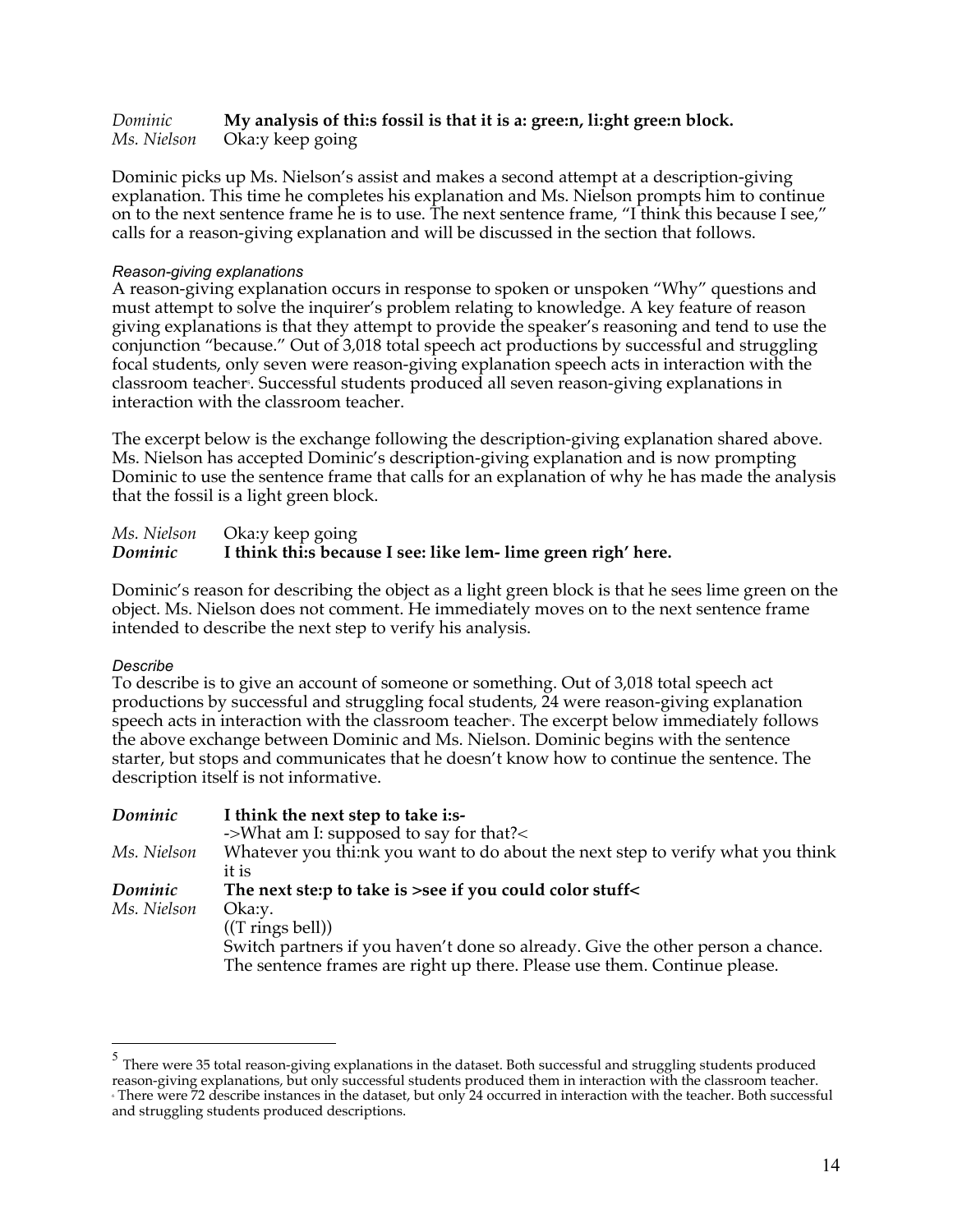*Dominic* **My analysis of thi:s fossil is that it is a: gree:n, li:ght gree:n block.**
*Ms. Nielson* Oka:y keep going

Dominic picks up Ms. Nielson's assist and makes a second attempt at a description-giving explanation. This time he completes his explanation and Ms. Nielson prompts him to continue on to the next sentence frame he is to use. The next sentence frame, "I think this because I see," calls for a reason-giving explanation and will be discussed in the section that follows.

*Reason-giving explanations*

A reason-giving explanation occurs in response to spoken or unspoken "Why" questions and must attempt to solve the inquirer's problem relating to knowledge. A key feature of reason giving explanations is that they attempt to provide the speaker's reasoning and tend to use the conjunction "because." Out of 3,018 total speech act productions by successful and struggling focal students, only seven were reason-giving explanation speech acts in interaction with the classroom teacher[5]. Successful students produced all seven reason-giving explanations in interaction with the classroom teacher.

The excerpt below is the exchange following the description-giving explanation shared above. Ms. Nielson has accepted Dominic's description-giving explanation and is now prompting Dominic to use the sentence frame that calls for an explanation of why he has made the analysis that the fossil is a light green block.

*Ms. Nielson* Oka:y keep going
***Dominic*** **I think thi:s because I see: like lem- lime green righ' here.**

Dominic's reason for describing the object as a light green block is that he sees lime green on the object. Ms. Nielson does not comment. He immediately moves on to the next sentence frame intended to describe the next step to verify his analysis.

*Describe*

To describe is to give an account of someone or something. Out of 3,018 total speech act productions by successful and struggling focal students, 24 were reason-giving explanation speech acts in interaction with the classroom teacher[6]. The excerpt below immediately follows the above exchange between Dominic and Ms. Nielson. Dominic begins with the sentence starter, but stops and communicates that he doesn't know how to continue the sentence. The description itself is not informative.

***Dominic*** **I think the next step to take i:s-**
->What am I: supposed to say for that?<
*Ms. Nielson* Whatever you thi:nk you want to do about the next step to verify what you think it is
***Dominic*** **The next ste:p to take is >see if you could color stuff<**
*Ms. Nielson* Oka:y.
((T rings bell))
Switch partners if you haven't done so already. Give the other person a chance. The sentence frames are right up there. Please use them. Continue please.

---

[5] There were 35 total reason-giving explanations in the dataset. Both successful and struggling students produced reason-giving explanations, but only successful students produced them in interaction with the classroom teacher.

[6] There were 72 describe instances in the dataset, but only 24 occurred in interaction with the teacher. Both successful and struggling students produced descriptions.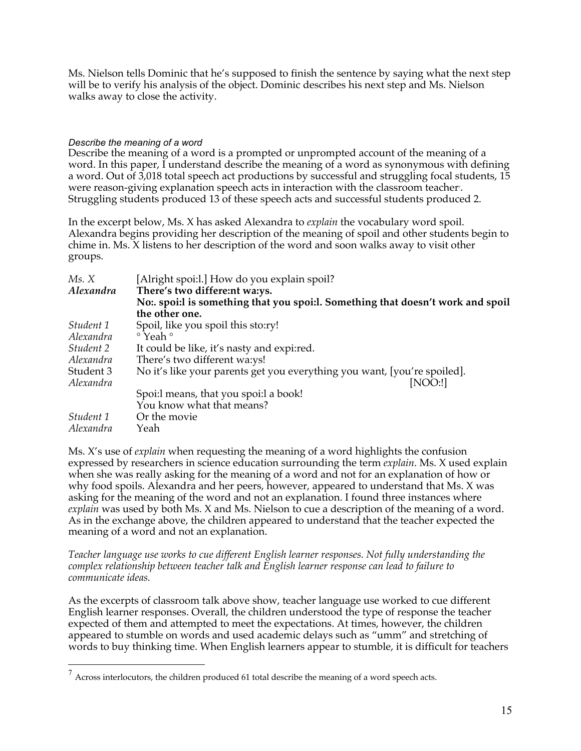Ms. Nielson tells Dominic that he's supposed to finish the sentence by saying what the next step will be to verify his analysis of the object. Dominic describes his next step and Ms. Nielson walks away to close the activity.

*Describe the meaning of a word*

Describe the meaning of a word is a prompted or unprompted account of the meaning of a word. In this paper, I understand describe the meaning of a word as synonymous with defining a word. Out of 3,018 total speech act productions by successful and struggling focal students, 15 were reason-giving explanation speech acts in interaction with the classroom teacher[7]. Struggling students produced 13 of these speech acts and successful students produced 2.

In the excerpt below, Ms. X has asked Alexandra to *explain* the vocabulary word spoil. Alexandra begins providing her description of the meaning of spoil and other students begin to chime in. Ms. X listens to her description of the word and soon walks away to visit other groups.

| | |
|---|---|
| *Ms. X* | [Alright spoi:l.] How do you explain spoil? |
| ***Alexandra*** | **There's two differe:nt wa:ys.** |
| | **No:. spoi:l is something that you spoi:l. Something that doesn't work and spoil the other one.** |
| *Student 1* | Spoil, like you spoil this sto:ry! |
| *Alexandra* | ° Yeah ° |
| *Student 2* | It could be like, it's nasty and expi:red. |
| *Alexandra* | There's two different wa:ys! |
| Student 3 | No it's like your parents get you everything you want, [you're spoiled]. |
| *Alexandra* | [NOO:!] |
| | Spoi:l means, that you spoi:l a book! |
| | You know what that means? |
| *Student 1* | Or the movie |
| *Alexandra* | Yeah |

Ms. X's use of *explain* when requesting the meaning of a word highlights the confusion expressed by researchers in science education surrounding the term *explain*. Ms. X used explain when she was really asking for the meaning of a word and not for an explanation of how or why food spoils. Alexandra and her peers, however, appeared to understand that Ms. X was asking for the meaning of the word and not an explanation. I found three instances where *explain* was used by both Ms. X and Ms. Nielson to cue a description of the meaning of a word. As in the exchange above, the children appeared to understand that the teacher expected the meaning of a word and not an explanation.

*Teacher language use works to cue different English learner responses. Not fully understanding the complex relationship between teacher talk and English learner response can lead to failure to communicate ideas.*

As the excerpts of classroom talk above show, teacher language use worked to cue different English learner responses. Overall, the children understood the type of response the teacher expected of them and attempted to meet the expectations. At times, however, the children appeared to stumble on words and used academic delays such as "umm" and stretching of words to buy thinking time. When English learners appear to stumble, it is difficult for teachers

[7] Across interlocutors, the children produced 61 total describe the meaning of a word speech acts.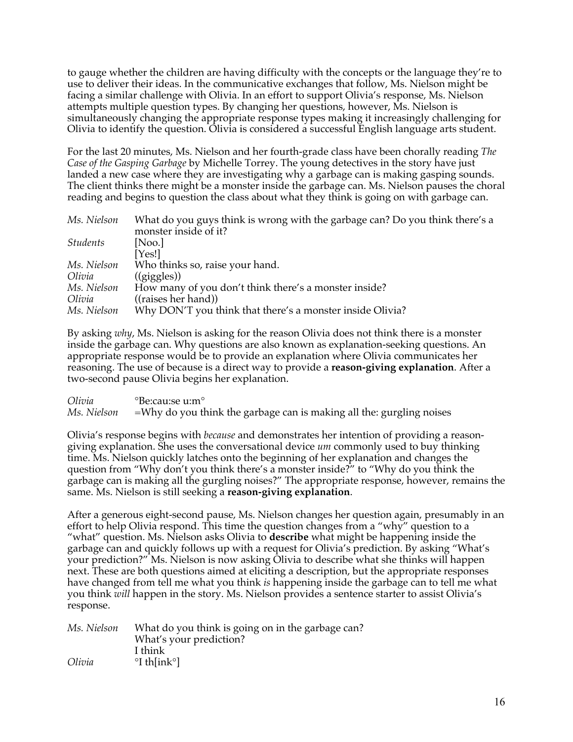to gauge whether the children are having difficulty with the concepts or the language they're to use to deliver their ideas. In the communicative exchanges that follow, Ms. Nielson might be facing a similar challenge with Olivia. In an effort to support Olivia's response, Ms. Nielson attempts multiple question types. By changing her questions, however, Ms. Nielson is simultaneously changing the appropriate response types making it increasingly challenging for Olivia to identify the question. Olivia is considered a successful English language arts student.

For the last 20 minutes, Ms. Nielson and her fourth-grade class have been chorally reading *The Case of the Gasping Garbage* by Michelle Torrey. The young detectives in the story have just landed a new case where they are investigating why a garbage can is making gasping sounds. The client thinks there might be a monster inside the garbage can. Ms. Nielson pauses the choral reading and begins to question the class about what they think is going on with garbage can.

| | |
|---|---|
| *Ms. Nielson* | What do you guys think is wrong with the garbage can? Do you think there's a monster inside of it? |
| *Students* | [Noo.]<br>[Yes!] |
| *Ms. Nielson* | Who thinks so, raise your hand. |
| *Olivia* | ((giggles)) |
| *Ms. Nielson* | How many of you don't think there's a monster inside? |
| *Olivia* | ((raises her hand)) |
| *Ms. Nielson* | Why DON'T you think that there's a monster inside Olivia? |

By asking *why*, Ms. Nielson is asking for the reason Olivia does not think there is a monster inside the garbage can. Why questions are also known as explanation-seeking questions. An appropriate response would be to provide an explanation where Olivia communicates her reasoning. The use of because is a direct way to provide a **reason-giving explanation**. After a two-second pause Olivia begins her explanation.

| | |
|---|---|
| *Olivia* | °Be:cau:se u:m° |
| *Ms. Nielson* | =Why do you think the garbage can is making all the: gurgling noises |

Olivia's response begins with *because* and demonstrates her intention of providing a reason-giving explanation. She uses the conversational device *um* commonly used to buy thinking time. Ms. Nielson quickly latches onto the beginning of her explanation and changes the question from "Why don't you think there's a monster inside?" to "Why do you think the garbage can is making all the gurgling noises?" The appropriate response, however, remains the same. Ms. Nielson is still seeking a **reason-giving explanation**.

After a generous eight-second pause, Ms. Nielson changes her question again, presumably in an effort to help Olivia respond. This time the question changes from a "why" question to a "what" question. Ms. Nielson asks Olivia to **describe** what might be happening inside the garbage can and quickly follows up with a request for Olivia's prediction. By asking "What's your prediction?" Ms. Nielson is now asking Olivia to describe what she thinks will happen next. These are both questions aimed at eliciting a description, but the appropriate responses have changed from tell me what you think *is* happening inside the garbage can to tell me what you think *will* happen in the story. Ms. Nielson provides a sentence starter to assist Olivia's response.

| | |
|---|---|
| *Ms. Nielson* | What do you think is going on in the garbage can?<br>What's your prediction?<br>I think |
| *Olivia* | °I th[ink°] |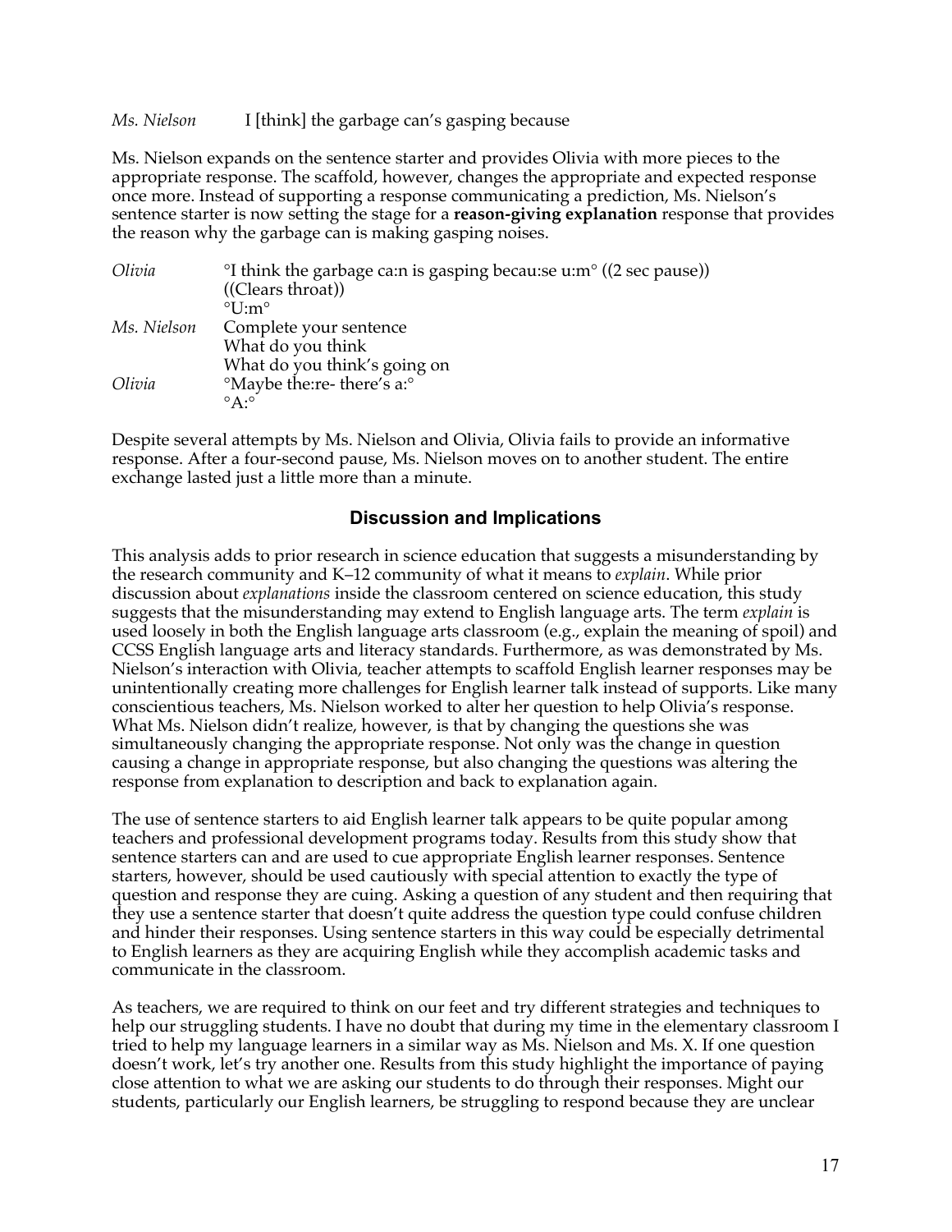*Ms. Nielson* I [think] the garbage can's gasping because

Ms. Nielson expands on the sentence starter and provides Olivia with more pieces to the appropriate response. The scaffold, however, changes the appropriate and expected response once more. Instead of supporting a response communicating a prediction, Ms. Nielson's sentence starter is now setting the stage for a **reason-giving explanation** response that provides the reason why the garbage can is making gasping noises.

*Olivia* °I think the garbage ca:n is gasping becau:se u:m° ((2 sec pause))
((Clears throat))
°U:m°

*Ms. Nielson* Complete your sentence
What do you think
What do you think's going on

*Olivia* °Maybe the:re- there's a:°
°A:°

Despite several attempts by Ms. Nielson and Olivia, Olivia fails to provide an informative response. After a four-second pause, Ms. Nielson moves on to another student. The entire exchange lasted just a little more than a minute.

## Discussion and Implications

This analysis adds to prior research in science education that suggests a misunderstanding by the research community and K–12 community of what it means to *explain*. While prior discussion about *explanations* inside the classroom centered on science education, this study suggests that the misunderstanding may extend to English language arts. The term *explain* is used loosely in both the English language arts classroom (e.g., explain the meaning of spoil) and CCSS English language arts and literacy standards. Furthermore, as was demonstrated by Ms. Nielson's interaction with Olivia, teacher attempts to scaffold English learner responses may be unintentionally creating more challenges for English learner talk instead of supports. Like many conscientious teachers, Ms. Nielson worked to alter her question to help Olivia's response. What Ms. Nielson didn't realize, however, is that by changing the questions she was simultaneously changing the appropriate response. Not only was the change in question causing a change in appropriate response, but also changing the questions was altering the response from explanation to description and back to explanation again.

The use of sentence starters to aid English learner talk appears to be quite popular among teachers and professional development programs today. Results from this study show that sentence starters can and are used to cue appropriate English learner responses. Sentence starters, however, should be used cautiously with special attention to exactly the type of question and response they are cuing. Asking a question of any student and then requiring that they use a sentence starter that doesn't quite address the question type could confuse children and hinder their responses. Using sentence starters in this way could be especially detrimental to English learners as they are acquiring English while they accomplish academic tasks and communicate in the classroom.

As teachers, we are required to think on our feet and try different strategies and techniques to help our struggling students. I have no doubt that during my time in the elementary classroom I tried to help my language learners in a similar way as Ms. Nielson and Ms. X. If one question doesn't work, let's try another one. Results from this study highlight the importance of paying close attention to what we are asking our students to do through their responses. Might our students, particularly our English learners, be struggling to respond because they are unclear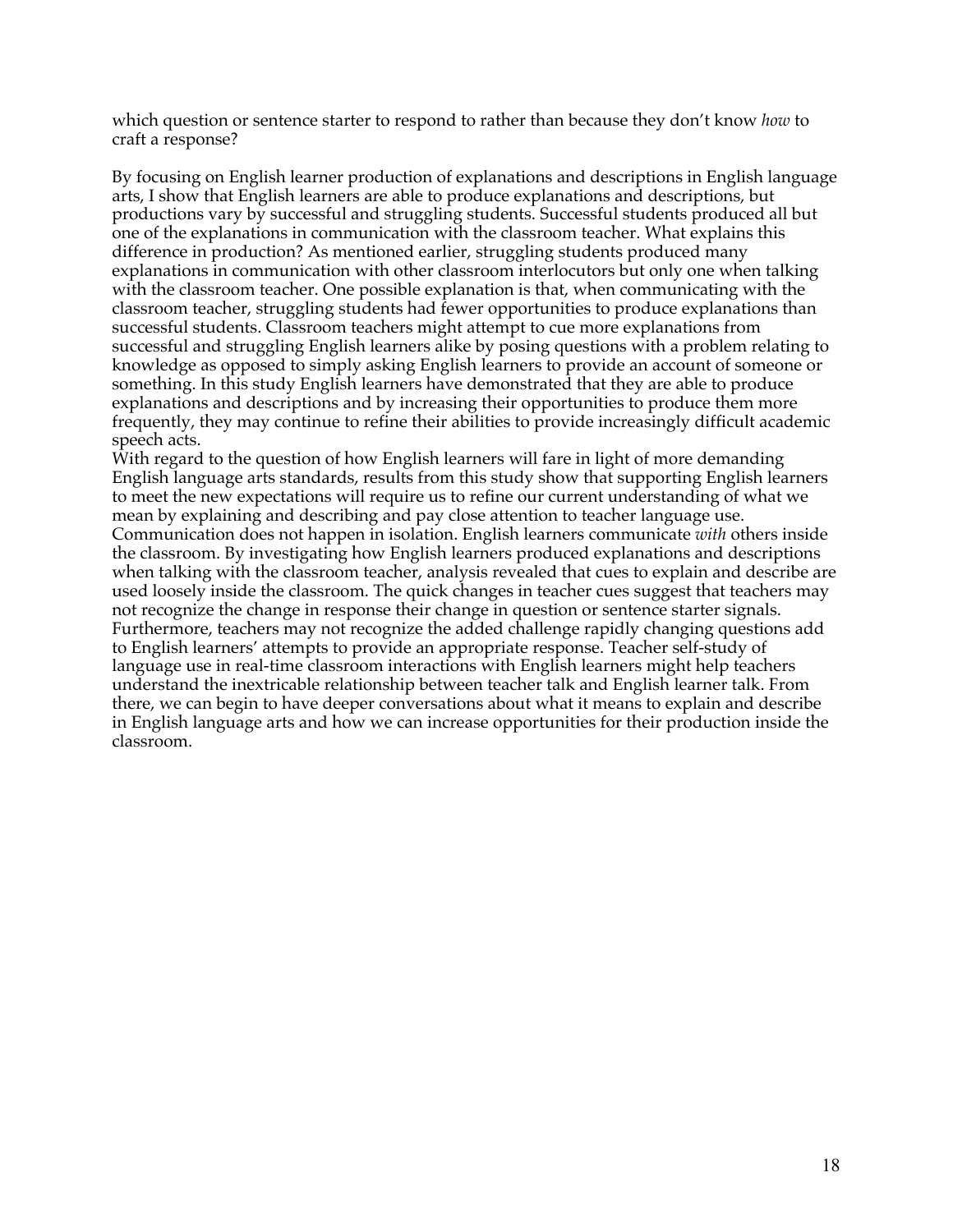which question or sentence starter to respond to rather than because they don't know *how* to craft a response?

By focusing on English learner production of explanations and descriptions in English language arts, I show that English learners are able to produce explanations and descriptions, but productions vary by successful and struggling students. Successful students produced all but one of the explanations in communication with the classroom teacher. What explains this difference in production? As mentioned earlier, struggling students produced many explanations in communication with other classroom interlocutors but only one when talking with the classroom teacher. One possible explanation is that, when communicating with the classroom teacher, struggling students had fewer opportunities to produce explanations than successful students. Classroom teachers might attempt to cue more explanations from successful and struggling English learners alike by posing questions with a problem relating to knowledge as opposed to simply asking English learners to provide an account of someone or something. In this study English learners have demonstrated that they are able to produce explanations and descriptions and by increasing their opportunities to produce them more frequently, they may continue to refine their abilities to provide increasingly difficult academic speech acts.

With regard to the question of how English learners will fare in light of more demanding English language arts standards, results from this study show that supporting English learners to meet the new expectations will require us to refine our current understanding of what we mean by explaining and describing and pay close attention to teacher language use. Communication does not happen in isolation. English learners communicate *with* others inside the classroom. By investigating how English learners produced explanations and descriptions when talking with the classroom teacher, analysis revealed that cues to explain and describe are used loosely inside the classroom. The quick changes in teacher cues suggest that teachers may not recognize the change in response their change in question or sentence starter signals. Furthermore, teachers may not recognize the added challenge rapidly changing questions add to English learners' attempts to provide an appropriate response. Teacher self-study of language use in real-time classroom interactions with English learners might help teachers understand the inextricable relationship between teacher talk and English learner talk. From there, we can begin to have deeper conversations about what it means to explain and describe in English language arts and how we can increase opportunities for their production inside the classroom.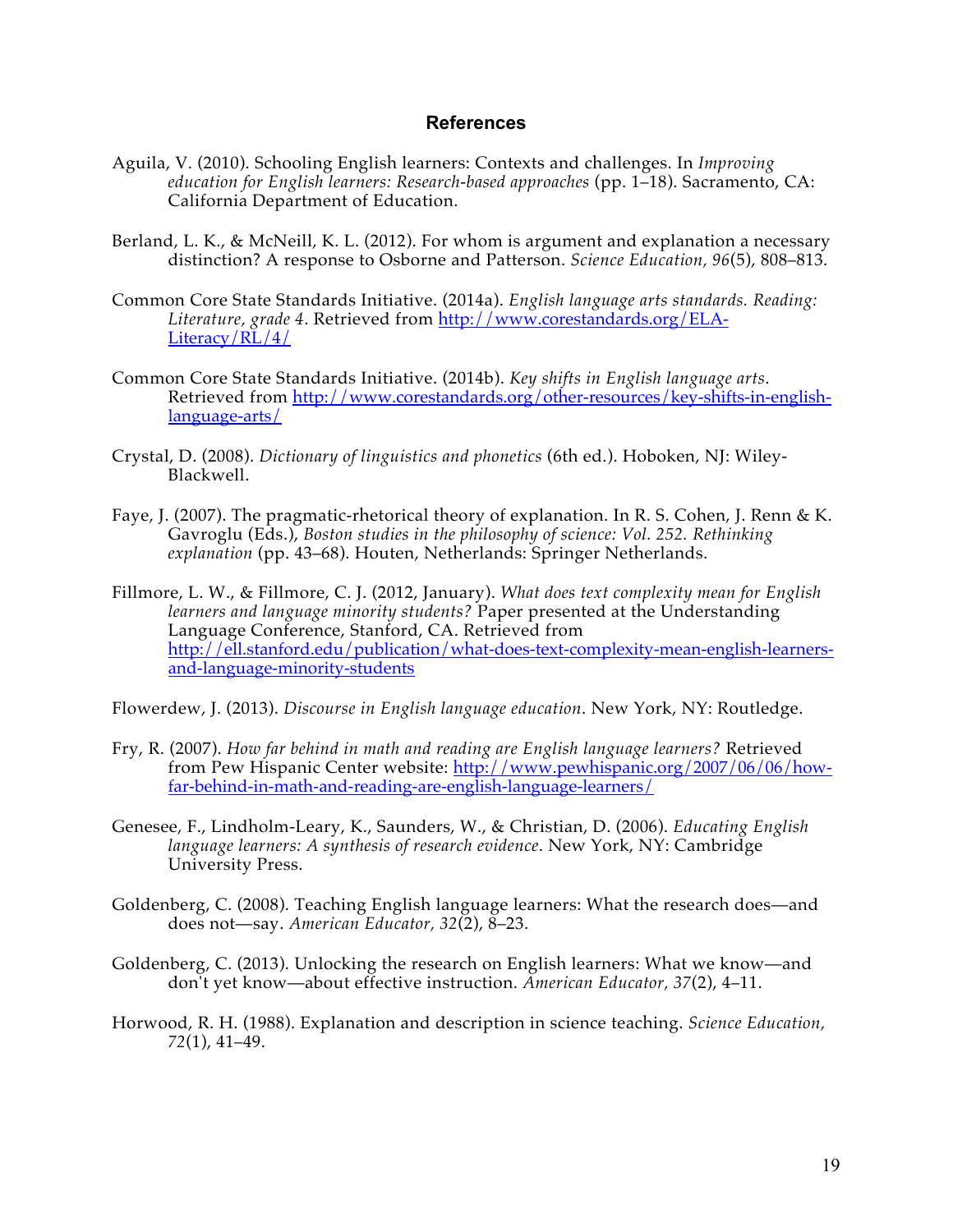## References

Aguila, V. (2010). Schooling English learners: Contexts and challenges. In *Improving education for English learners: Research-based approaches* (pp. 1–18). Sacramento, CA: California Department of Education.

Berland, L. K., & McNeill, K. L. (2012). For whom is argument and explanation a necessary distinction? A response to Osborne and Patterson. *Science Education, 96*(5), 808–813.

Common Core State Standards Initiative. (2014a). *English language arts standards. Reading: Literature, grade 4*. Retrieved from http://www.corestandards.org/ELA-Literacy/RL/4/

Common Core State Standards Initiative. (2014b). *Key shifts in English language arts*. Retrieved from http://www.corestandards.org/other-resources/key-shifts-in-english-language-arts/

Crystal, D. (2008). *Dictionary of linguistics and phonetics* (6th ed.). Hoboken, NJ: Wiley-Blackwell.

Faye, J. (2007). The pragmatic-rhetorical theory of explanation. In R. S. Cohen, J. Renn & K. Gavroglu (Eds.), *Boston studies in the philosophy of science: Vol. 252. Rethinking explanation* (pp. 43–68). Houten, Netherlands: Springer Netherlands.

Fillmore, L. W., & Fillmore, C. J. (2012, January). *What does text complexity mean for English learners and language minority students?* Paper presented at the Understanding Language Conference, Stanford, CA. Retrieved from http://ell.stanford.edu/publication/what-does-text-complexity-mean-english-learners-and-language-minority-students

Flowerdew, J. (2013). *Discourse in English language education*. New York, NY: Routledge.

Fry, R. (2007). *How far behind in math and reading are English language learners?* Retrieved from Pew Hispanic Center website: http://www.pewhispanic.org/2007/06/06/how-far-behind-in-math-and-reading-are-english-language-learners/

Genesee, F., Lindholm-Leary, K., Saunders, W., & Christian, D. (2006). *Educating English language learners: A synthesis of research evidence*. New York, NY: Cambridge University Press.

Goldenberg, C. (2008). Teaching English language learners: What the research does—and does not—say. *American Educator, 32*(2), 8–23.

Goldenberg, C. (2013). Unlocking the research on English learners: What we know—and don't yet know—about effective instruction. *American Educator, 37*(2), 4–11.

Horwood, R. H. (1988). Explanation and description in science teaching. *Science Education, 72*(1), 41–49.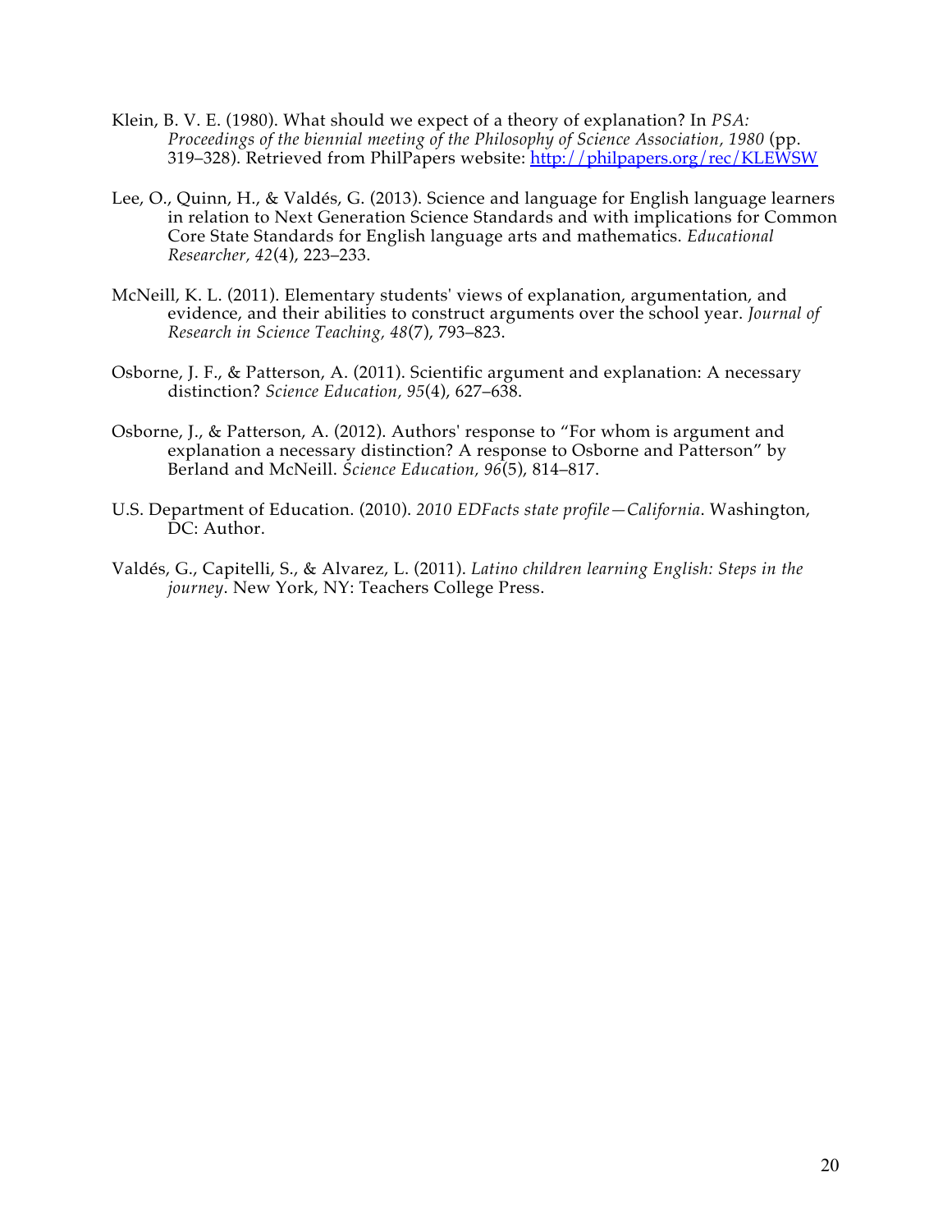Klein, B. V. E. (1980). What should we expect of a theory of explanation? In *PSA: Proceedings of the biennial meeting of the Philosophy of Science Association, 1980* (pp. 319–328). Retrieved from PhilPapers website: http://philpapers.org/rec/KLEWSW

Lee, O., Quinn, H., & Valdés, G. (2013). Science and language for English language learners in relation to Next Generation Science Standards and with implications for Common Core State Standards for English language arts and mathematics. *Educational Researcher, 42*(4), 223–233.

McNeill, K. L. (2011). Elementary students' views of explanation, argumentation, and evidence, and their abilities to construct arguments over the school year. *Journal of Research in Science Teaching, 48*(7), 793–823.

Osborne, J. F., & Patterson, A. (2011). Scientific argument and explanation: A necessary distinction? *Science Education, 95*(4), 627–638.

Osborne, J., & Patterson, A. (2012). Authors' response to "For whom is argument and explanation a necessary distinction? A response to Osborne and Patterson" by Berland and McNeill. *Science Education, 96*(5), 814–817.

U.S. Department of Education. (2010). *2010 EDFacts state profile—California*. Washington, DC: Author.

Valdés, G., Capitelli, S., & Alvarez, L. (2011). *Latino children learning English: Steps in the journey*. New York, NY: Teachers College Press.